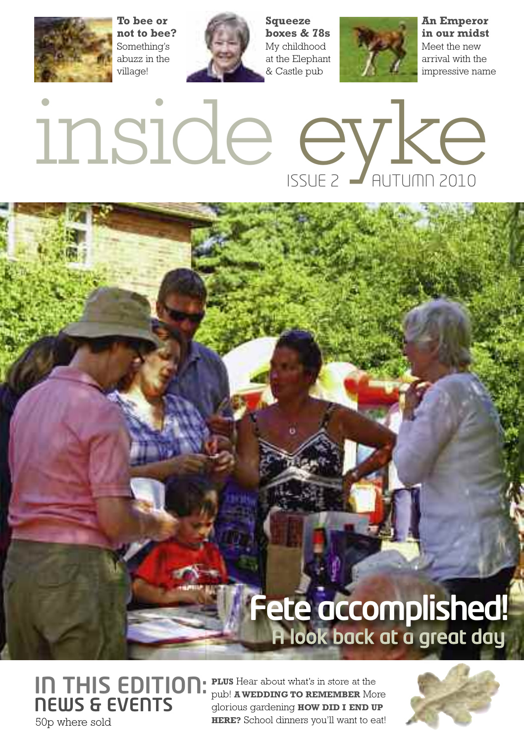**To bee or not to bee?** Something's abuzz in the village!

**Squeeze boxes & 78s** My childhood at the Elephant & Castle pub

**An Emperor in our midst** Meet the new arrival with the impressive name

# inside eyke

ISSUE 2 AUTUMN 2010

## Fete accomplished!

### A look back at a great day

## IN THIS EDITION: NEWS & EVENTS

50p where sold

**PLUS** Hear about what's in store at the pub! **A WEDDING TO REMEMBER** More glorious gardening **HOW DID I END UP HERE?** School dinners you'll want to eat!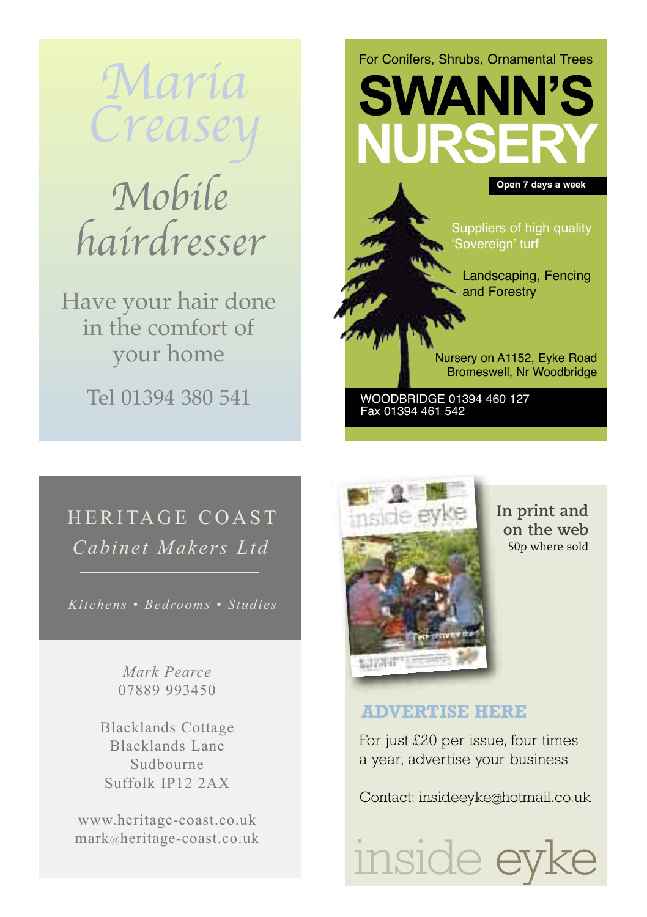# Maria Creasey

## Mobile hairdresser

Have your hair done in the comfort of your home

Tel 01394 380 541

---

For Conifers, Shrubs, Ornamental Trees

# SWANN'S NURSERY

**Open 7 days a week**

Suppliers of high quality 'Sovereign' turf

Landscaping, Fencing and Forestry

Nursery on A1152, Eyke Road Bromeswell, Nr Woodbridge

WOODBRIDGE 01394 460 127
Fax 01394 461 542

---

## HERITAGE COAST

*Cabinet Makers Ltd*

*Kitchens • Bedrooms • Studies*

*Mark Pearce*
07889 993450

Blacklands Cottage
Blacklands Lane
Sudbourne
Suffolk IP12 2AX

www.heritage-coast.co.uk
mark@heritage-coast.co.uk

---

**In print and on the web**
50p where sold

## ADVERTISE HERE

For just £20 per issue, four times a year, advertise your business

Contact: insideeyke@hotmail.co.uk

inside eyke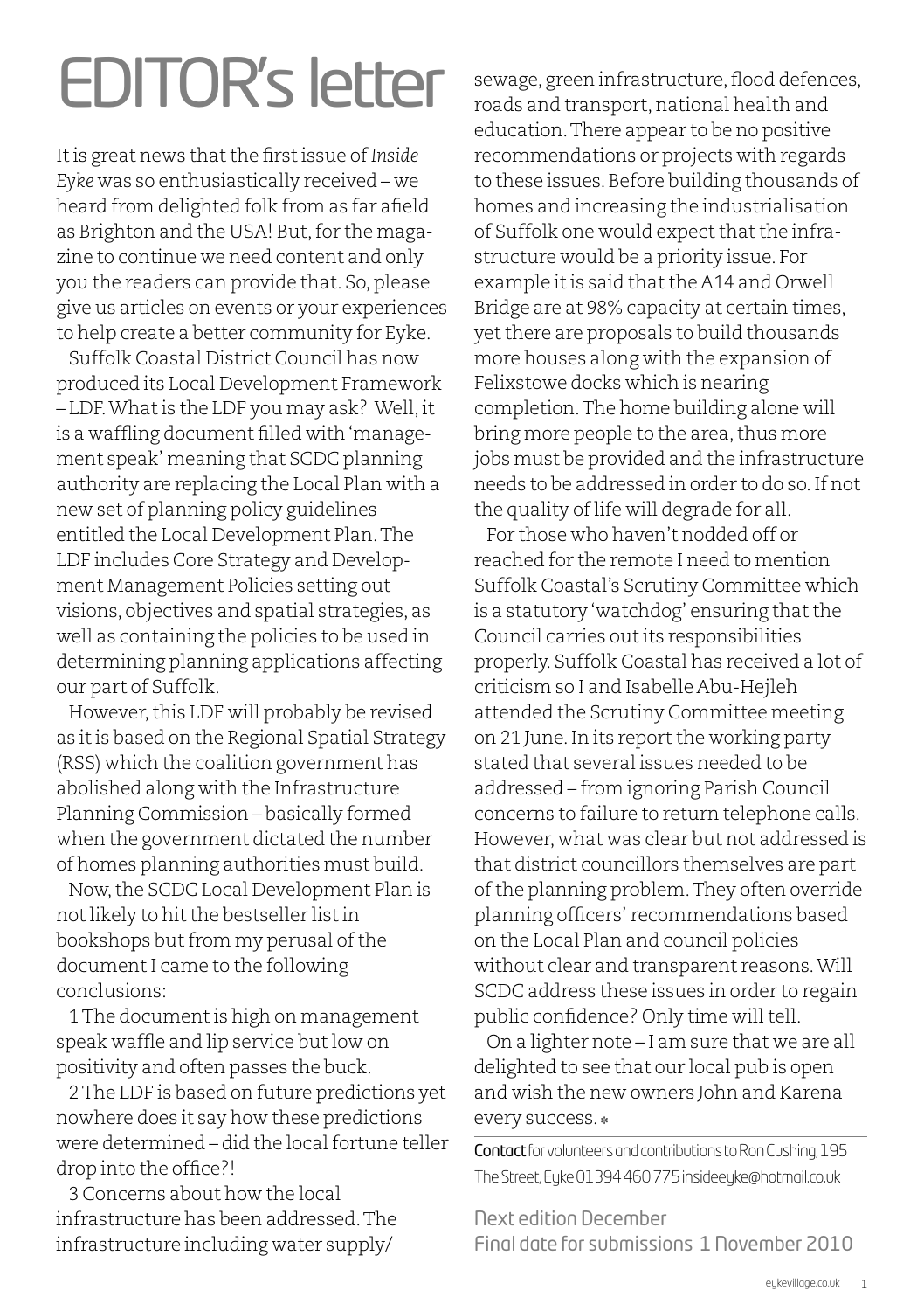# EDITOR's letter

It is great news that the first issue of *Inside Eyke* was so enthusiastically received – we heard from delighted folk from as far afield as Brighton and the USA! But, for the magazine to continue we need content and only you the readers can provide that. So, please give us articles on events or your experiences to help create a better community for Eyke.

Suffolk Coastal District Council has now produced its Local Development Framework – LDF. What is the LDF you may ask? Well, it is a waffling document filled with 'management speak' meaning that SCDC planning authority are replacing the Local Plan with a new set of planning policy guidelines entitled the Local Development Plan. The LDF includes Core Strategy and Development Management Policies setting out visions, objectives and spatial strategies, as well as containing the policies to be used in determining planning applications affecting our part of Suffolk.

However, this LDF will probably be revised as it is based on the Regional Spatial Strategy (RSS) which the coalition government has abolished along with the Infrastructure Planning Commission – basically formed when the government dictated the number of homes planning authorities must build.

Now, the SCDC Local Development Plan is not likely to hit the bestseller list in bookshops but from my perusal of the document I came to the following conclusions:

1 The document is high on management speak waffle and lip service but low on positivity and often passes the buck.

2 The LDF is based on future predictions yet nowhere does it say how these predictions were determined – did the local fortune teller drop into the office?!

3 Concerns about how the local infrastructure has been addressed. The infrastructure including water supply/sewage, green infrastructure, flood defences, roads and transport, national health and education. There appear to be no positive recommendations or projects with regards to these issues. Before building thousands of homes and increasing the industrialisation of Suffolk one would expect that the infrastructure would be a priority issue. For example it is said that the A14 and Orwell Bridge are at 98% capacity at certain times, yet there are proposals to build thousands more houses along with the expansion of Felixstowe docks which is nearing completion. The home building alone will bring more people to the area, thus more jobs must be provided and the infrastructure needs to be addressed in order to do so. If not the quality of life will degrade for all.

For those who haven't nodded off or reached for the remote I need to mention Suffolk Coastal's Scrutiny Committee which is a statutory 'watchdog' ensuring that the Council carries out its responsibilities properly. Suffolk Coastal has received a lot of criticism so I and Isabelle Abu-Hejleh attended the Scrutiny Committee meeting on 21 June. In its report the working party stated that several issues needed to be addressed – from ignoring Parish Council concerns to failure to return telephone calls. However, what was clear but not addressed is that district councillors themselves are part of the planning problem. They often override planning officers' recommendations based on the Local Plan and council policies without clear and transparent reasons. Will SCDC address these issues in order to regain public confidence? Only time will tell.

On a lighter note – I am sure that we are all delighted to see that our local pub is open and wish the new owners John and Karena every success. *

**Contact** for volunteers and contributions to Ron Cushing, 195 The Street, Eyke 01394 460775 insideeyke@hotmail.co.uk

Next edition December
Final date for submissions 1 November 2010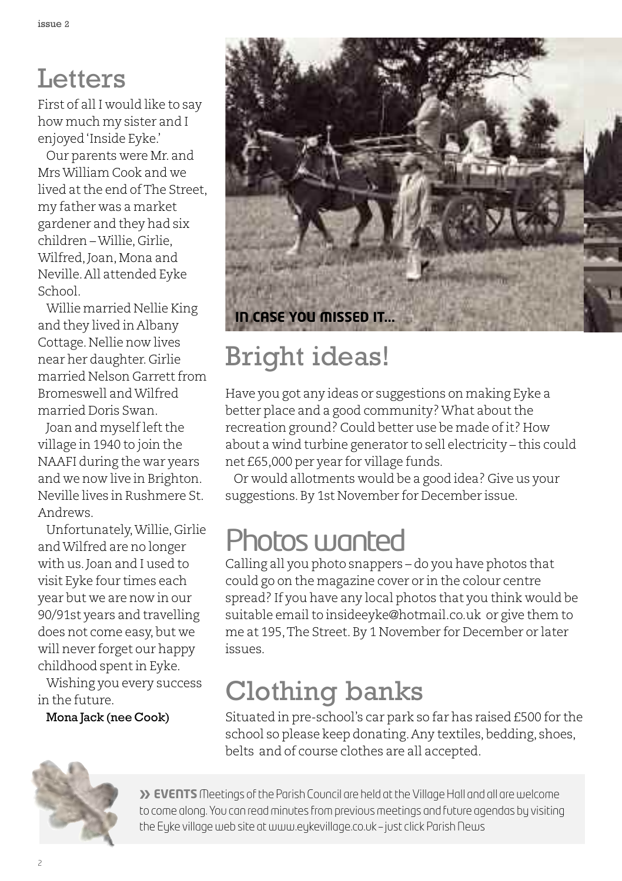## Letters

First of all I would like to say how much my sister and I enjoyed 'Inside Eyke.'

Our parents were Mr. and Mrs William Cook and we lived at the end of The Street, my father was a market gardener and they had six children – Willie, Girlie, Wilfred, Joan, Mona and Neville. All attended Eyke School.

Willie married Nellie King and they lived in Albany Cottage. Nellie now lives near her daughter. Girlie married Nelson Garrett from Bromeswell and Wilfred married Doris Swan.

Joan and myself left the village in 1940 to join the NAAFI during the war years and we now live in Brighton. Neville lives in Rushmere St. Andrews.

Unfortunately, Willie, Girlie and Wilfred are no longer with us. Joan and I used to visit Eyke four times each year but we are now in our 90/91st years and travelling does not come easy, but we will never forget our happy childhood spent in Eyke.

Wishing you every success in the future.

**Mona Jack (nee Cook)**

IN CASE YOU MISSED IT...

## Bright ideas!

Have you got any ideas or suggestions on making Eyke a better place and a good community? What about the recreation ground? Could better use be made of it? How about a wind turbine generator to sell electricity – this could net £65,000 per year for village funds.

Or would allotments would be a good idea? Give us your suggestions. By 1st November for December issue.

## Photos wanted

Calling all you photo snappers – do you have photos that could go on the magazine cover or in the colour centre spread? If you have any local photos that you think would be suitable email to insideeyke@hotmail.co.uk or give them to me at 195, The Street. By 1 November for December or later issues.

## Clothing banks

Situated in pre-school's car park so far has raised £500 for the school so please keep donating. Any textiles, bedding, shoes, belts and of course clothes are all accepted.

» **EVENTS** Meetings of the Parish Council are held at the Village Hall and all are welcome to come along. You can read minutes from previous meetings and future agendas by visiting the Eyke village web site at www.eykevillage.co.uk – just click Parish News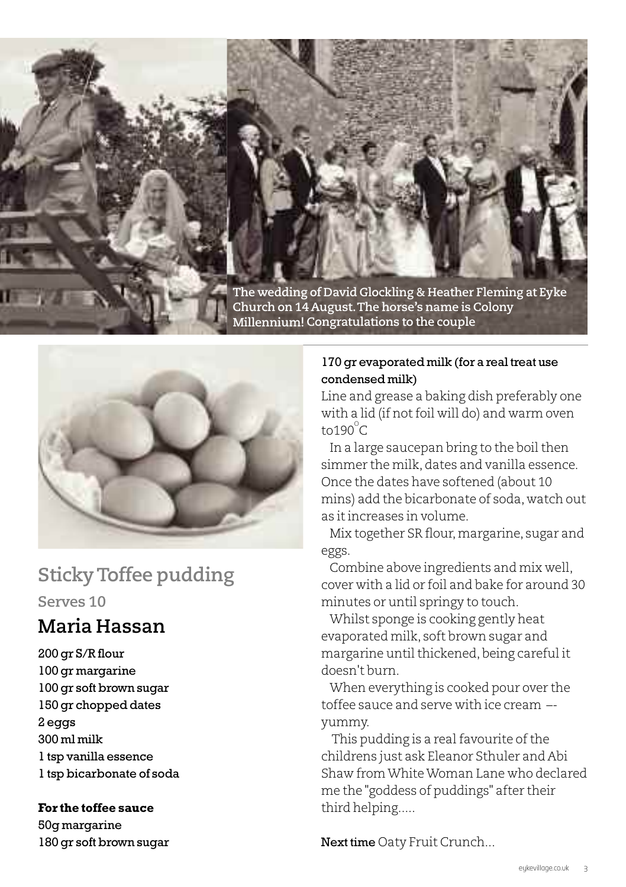The wedding of David Glockling & Heather Fleming at Eyke Church on 14 August. The horse's name is Colony Millennium! Congratulations to the couple

## Sticky Toffee pudding

**Serves 10**

## Maria Hassan

200 gr S/R flour
100 gr margarine
100 gr soft brown sugar
150 gr chopped dates
2 eggs
300 ml milk
1 tsp vanilla essence
1 tsp bicarbonate of soda

**For the toffee sauce**
50g margarine
180 gr soft brown sugar
170 gr evaporated milk (for a real treat use condensed milk)

Line and grease a baking dish preferably one with a lid (if not foil will do) and warm oven to190°C

In a large saucepan bring to the boil then simmer the milk, dates and vanilla essence. Once the dates have softened (about 10 mins) add the bicarbonate of soda, watch out as it increases in volume.

Mix together SR flour, margarine, sugar and eggs.

Combine above ingredients and mix well, cover with a lid or foil and bake for around 30 minutes or until springy to touch.

Whilst sponge is cooking gently heat evaporated milk, soft brown sugar and margarine until thickened, being careful it doesn't burn.

When everything is cooked pour over the toffee sauce and serve with ice cream –- yummy.

This pudding is a real favourite of the childrens just ask Eleanor Sthuler and Abi Shaw from White Woman Lane who declared me the "goddess of puddings" after their third helping.....

**Next time** Oaty Fruit Crunch...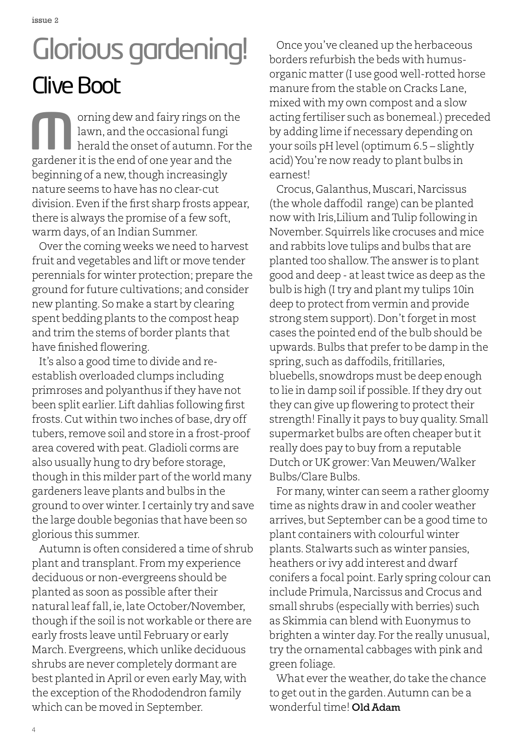# Glorious gardening!

## Clive Boot

Morning dew and fairy rings on the lawn, and the occasional fungi herald the onset of autumn. For the gardener it is the end of one year and the beginning of a new, though increasingly nature seems to have has no clear-cut division. Even if the first sharp frosts appear, there is always the promise of a few soft, warm days, of an Indian Summer.

Over the coming weeks we need to harvest fruit and vegetables and lift or move tender perennials for winter protection; prepare the ground for future cultivations; and consider new planting. So make a start by clearing spent bedding plants to the compost heap and trim the stems of border plants that have finished flowering.

It's also a good time to divide and re-establish overloaded clumps including primroses and polyanthus if they have not been split earlier. Lift dahlias following first frosts. Cut within two inches of base, dry off tubers, remove soil and store in a frost-proof area covered with peat. Gladioli corms are also usually hung to dry before storage, though in this milder part of the world many gardeners leave plants and bulbs in the ground to over winter. I certainly try and save the large double begonias that have been so glorious this summer.

Autumn is often considered a time of shrub plant and transplant. From my experience deciduous or non-evergreens should be planted as soon as possible after their natural leaf fall, ie, late October/November, though if the soil is not workable or there are early frosts leave until February or early March. Evergreens, which unlike deciduous shrubs are never completely dormant are best planted in April or even early May, with the exception of the Rhododendron family which can be moved in September.

Once you've cleaned up the herbaceous borders refurbish the beds with humus-organic matter (I use good well-rotted horse manure from the stable on Cracks Lane, mixed with my own compost and a slow acting fertiliser such as bonemeal.) preceded by adding lime if necessary depending on your soils pH level (optimum 6.5 – slightly acid) You're now ready to plant bulbs in earnest!

Crocus, Galanthus, Muscari, Narcissus (the whole daffodil range) can be planted now with Iris,Lilium and Tulip following in November. Squirrels like crocuses and mice and rabbits love tulips and bulbs that are planted too shallow. The answer is to plant good and deep - at least twice as deep as the bulb is high (I try and plant my tulips 10in deep to protect from vermin and provide strong stem support). Don't forget in most cases the pointed end of the bulb should be upwards. Bulbs that prefer to be damp in the spring, such as daffodils, fritillaries, bluebells, snowdrops must be deep enough to lie in damp soil if possible. If they dry out they can give up flowering to protect their strength! Finally it pays to buy quality. Small supermarket bulbs are often cheaper but it really does pay to buy from a reputable Dutch or UK grower: Van Meuwen/Walker Bulbs/Clare Bulbs.

For many, winter can seem a rather gloomy time as nights draw in and cooler weather arrives, but September can be a good time to plant containers with colourful winter plants. Stalwarts such as winter pansies, heathers or ivy add interest and dwarf conifers a focal point. Early spring colour can include Primula, Narcissus and Crocus and small shrubs (especially with berries) such as Skimmia can blend with Euonymus to brighten a winter day. For the really unusual, try the ornamental cabbages with pink and green foliage.

What ever the weather, do take the chance to get out in the garden. Autumn can be a wonderful time! **Old Adam**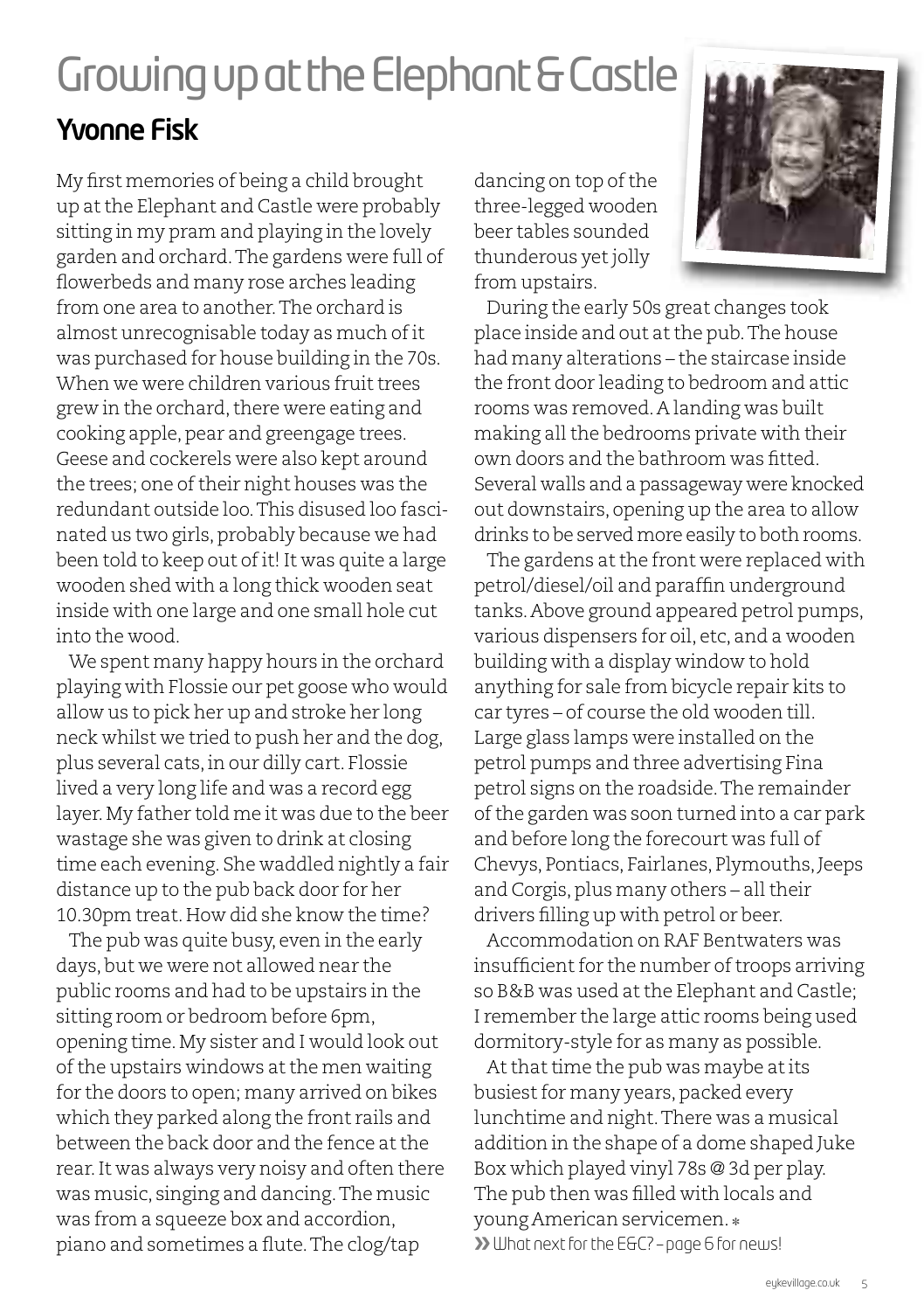# Growing up at the Elephant & Castle

## Yvonne Fisk

My first memories of being a child brought up at the Elephant and Castle were probably sitting in my pram and playing in the lovely garden and orchard. The gardens were full of flowerbeds and many rose arches leading from one area to another. The orchard is almost unrecognisable today as much of it was purchased for house building in the 70s. When we were children various fruit trees grew in the orchard, there were eating and cooking apple, pear and greengage trees. Geese and cockerels were also kept around the trees; one of their night houses was the redundant outside loo. This disused loo fascinated us two girls, probably because we had been told to keep out of it! It was quite a large wooden shed with a long thick wooden seat inside with one large and one small hole cut into the wood.

We spent many happy hours in the orchard playing with Flossie our pet goose who would allow us to pick her up and stroke her long neck whilst we tried to push her and the dog, plus several cats, in our dilly cart. Flossie lived a very long life and was a record egg layer. My father told me it was due to the beer wastage she was given to drink at closing time each evening. She waddled nightly a fair distance up to the pub back door for her 10.30pm treat. How did she know the time?

The pub was quite busy, even in the early days, but we were not allowed near the public rooms and had to be upstairs in the sitting room or bedroom before 6pm, opening time. My sister and I would look out of the upstairs windows at the men waiting for the doors to open; many arrived on bikes which they parked along the front rails and between the back door and the fence at the rear. It was always very noisy and often there was music, singing and dancing. The music was from a squeeze box and accordion, piano and sometimes a flute. The clog/tap dancing on top of the three-legged wooden beer tables sounded thunderous yet jolly from upstairs.

During the early 50s great changes took place inside and out at the pub. The house had many alterations – the staircase inside the front door leading to bedroom and attic rooms was removed. A landing was built making all the bedrooms private with their own doors and the bathroom was fitted. Several walls and a passageway were knocked out downstairs, opening up the area to allow drinks to be served more easily to both rooms.

The gardens at the front were replaced with petrol/diesel/oil and paraffin underground tanks. Above ground appeared petrol pumps, various dispensers for oil, etc, and a wooden building with a display window to hold anything for sale from bicycle repair kits to car tyres – of course the old wooden till. Large glass lamps were installed on the petrol pumps and three advertising Fina petrol signs on the roadside. The remainder of the garden was soon turned into a car park and before long the forecourt was full of Chevys, Pontiacs, Fairlanes, Plymouths, Jeeps and Corgis, plus many others – all their drivers filling up with petrol or beer.

Accommodation on RAF Bentwaters was insufficient for the number of troops arriving so B&B was used at the Elephant and Castle; I remember the large attic rooms being used dormitory-style for as many as possible.

At that time the pub was maybe at its busiest for many years, packed every lunchtime and night. There was a musical addition in the shape of a dome shaped Juke Box which played vinyl 78s @ 3d per play. The pub then was filled with locals and young American servicemen. *

» What next for the E&C? – page 6 for news!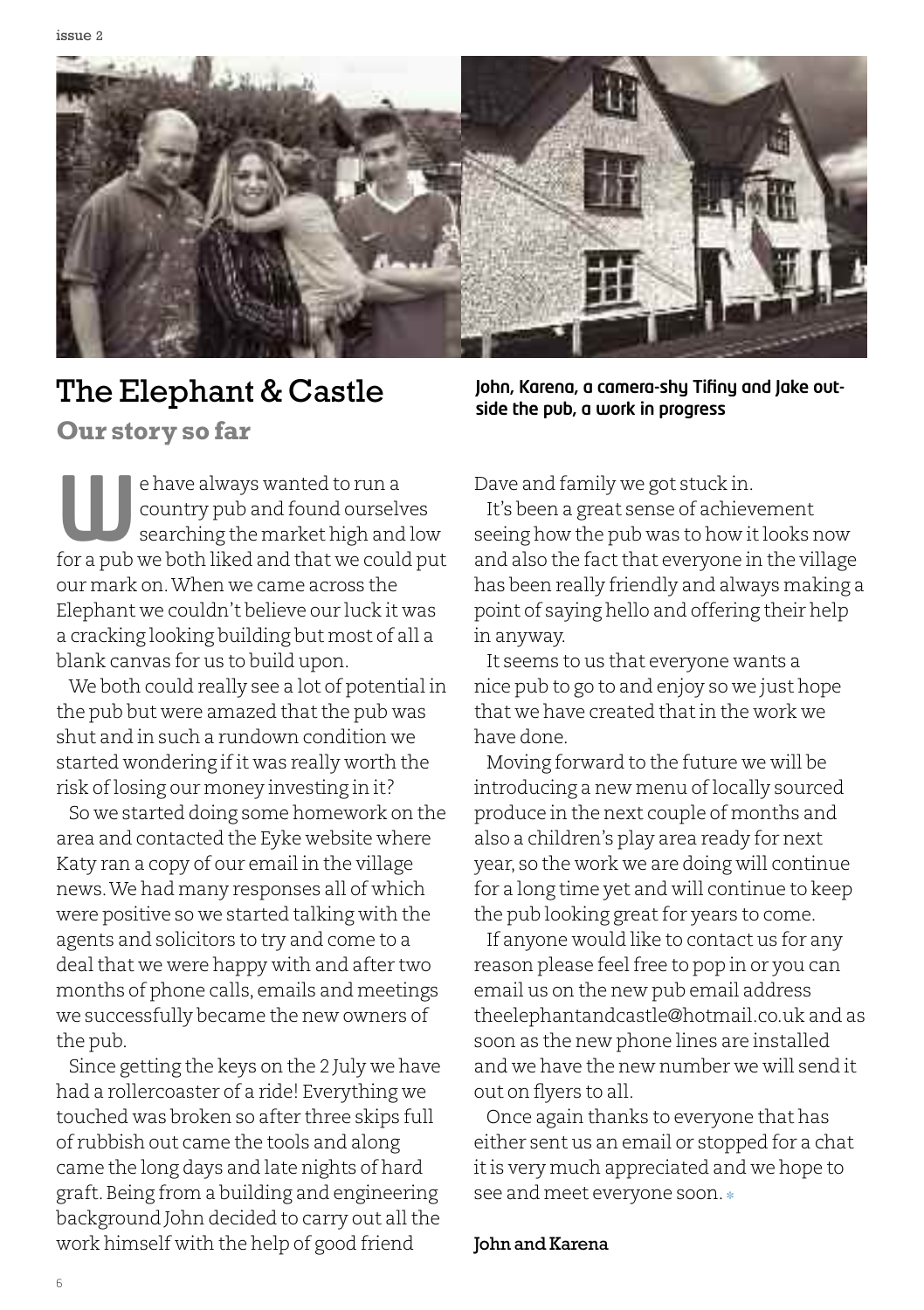# The Elephant & Castle

## Our story so far

John, Karena, a camera-shy Tifiny and Jake outside the pub, a work in progress

We have always wanted to run a country pub and found ourselves searching the market high and low for a pub we both liked and that we could put our mark on. When we came across the Elephant we couldn't believe our luck it was a cracking looking building but most of all a blank canvas for us to build upon.

We both could really see a lot of potential in the pub but were amazed that the pub was shut and in such a rundown condition we started wondering if it was really worth the risk of losing our money investing in it?

So we started doing some homework on the area and contacted the Eyke website where Katy ran a copy of our email in the village news. We had many responses all of which were positive so we started talking with the agents and solicitors to try and come to a deal that we were happy with and after two months of phone calls, emails and meetings we successfully became the new owners of the pub.

Since getting the keys on the 2 July we have had a rollercoaster of a ride! Everything we touched was broken so after three skips full of rubbish out came the tools and along came the long days and late nights of hard graft. Being from a building and engineering background John decided to carry out all the work himself with the help of good friend Dave and family we got stuck in.

It's been a great sense of achievement seeing how the pub was to how it looks now and also the fact that everyone in the village has been really friendly and always making a point of saying hello and offering their help in anyway.

It seems to us that everyone wants a nice pub to go to and enjoy so we just hope that we have created that in the work we have done.

Moving forward to the future we will be introducing a new menu of locally sourced produce in the next couple of months and also a children's play area ready for next year, so the work we are doing will continue for a long time yet and will continue to keep the pub looking great for years to come.

If anyone would like to contact us for any reason please feel free to pop in or you can email us on the new pub email address theelephantandcastle@hotmail.co.uk and as soon as the new phone lines are installed and we have the new number we will send it out on flyers to all.

Once again thanks to everyone that has either sent us an email or stopped for a chat it is very much appreciated and we hope to see and meet everyone soon.

**John and Karena**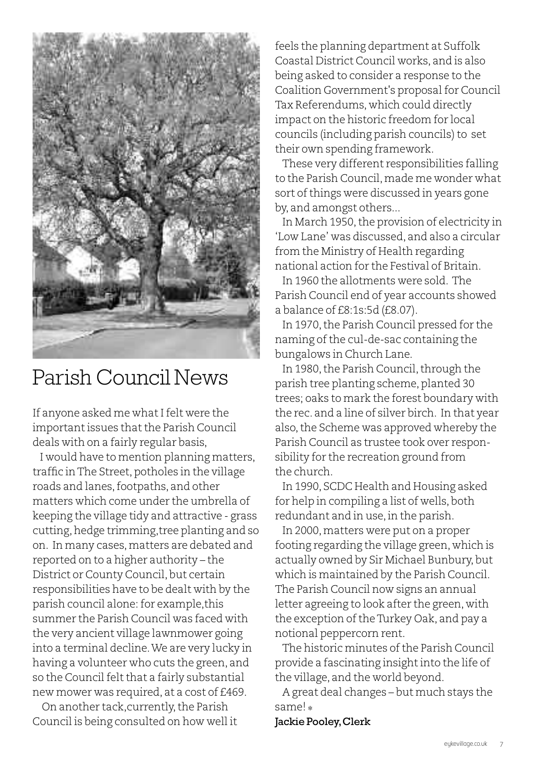# Parish Council News

If anyone asked me what I felt were the important issues that the Parish Council deals with on a fairly regular basis,

I would have to mention planning matters, traffic in The Street, potholes in the village roads and lanes, footpaths, and other matters which come under the umbrella of keeping the village tidy and attractive - grass cutting, hedge trimming, tree planting and so on. In many cases, matters are debated and reported on to a higher authority – the District or County Council, but certain responsibilities have to be dealt with by the parish council alone: for example, this summer the Parish Council was faced with the very ancient village lawnmower going into a terminal decline. We are very lucky in having a volunteer who cuts the green, and so the Council felt that a fairly substantial new mower was required, at a cost of £469.

On another tack, currently, the Parish Council is being consulted on how well it feels the planning department at Suffolk Coastal District Council works, and is also being asked to consider a response to the Coalition Government's proposal for Council Tax Referendums, which could directly impact on the historic freedom for local councils (including parish councils) to set their own spending framework.

These very different responsibilities falling to the Parish Council, made me wonder what sort of things were discussed in years gone by, and amongst others...

In March 1950, the provision of electricity in 'Low Lane' was discussed, and also a circular from the Ministry of Health regarding national action for the Festival of Britain.

In 1960 the allotments were sold. The Parish Council end of year accounts showed a balance of £8:1s:5d (£8.07).

In 1970, the Parish Council pressed for the naming of the cul-de-sac containing the bungalows in Church Lane.

In 1980, the Parish Council, through the parish tree planting scheme, planted 30 trees; oaks to mark the forest boundary with the rec. and a line of silver birch. In that year also, the Scheme was approved whereby the Parish Council as trustee took over responsibility for the recreation ground from the church.

In 1990, SCDC Health and Housing asked for help in compiling a list of wells, both redundant and in use, in the parish.

In 2000, matters were put on a proper footing regarding the village green, which is actually owned by Sir Michael Bunbury, but which is maintained by the Parish Council. The Parish Council now signs an annual letter agreeing to look after the green, with the exception of the Turkey Oak, and pay a notional peppercorn rent.

The historic minutes of the Parish Council provide a fascinating insight into the life of the village, and the world beyond.

A great deal changes – but much stays the same! *

**Jackie Pooley, Clerk**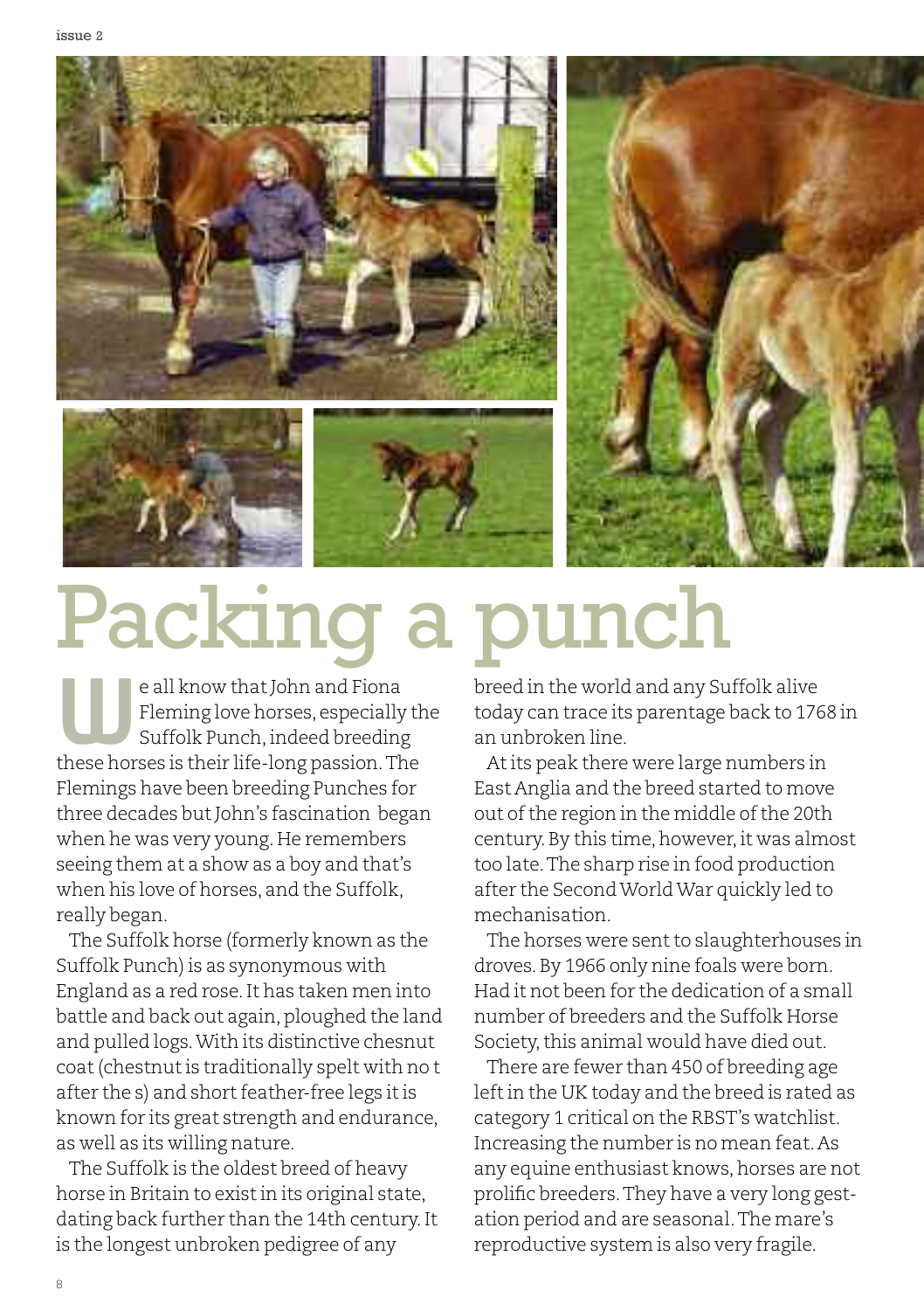# Packing a punch

We all know that John and Fiona Fleming love horses, especially the Suffolk Punch, indeed breeding these horses is their life-long passion. The Flemings have been breeding Punches for three decades but John's fascination began when he was very young. He remembers seeing them at a show as a boy and that's when his love of horses, and the Suffolk, really began.

The Suffolk horse (formerly known as the Suffolk Punch) is as synonymous with England as a red rose. It has taken men into battle and back out again, ploughed the land and pulled logs. With its distinctive chesnut coat (chestnut is traditionally spelt with no t after the s) and short feather-free legs it is known for its great strength and endurance, as well as its willing nature.

The Suffolk is the oldest breed of heavy horse in Britain to exist in its original state, dating back further than the 14th century. It is the longest unbroken pedigree of any breed in the world and any Suffolk alive today can trace its parentage back to 1768 in an unbroken line.

At its peak there were large numbers in East Anglia and the breed started to move out of the region in the middle of the 20th century. By this time, however, it was almost too late. The sharp rise in food production after the Second World War quickly led to mechanisation.

The horses were sent to slaughterhouses in droves. By 1966 only nine foals were born. Had it not been for the dedication of a small number of breeders and the Suffolk Horse Society, this animal would have died out.

There are fewer than 450 of breeding age left in the UK today and the breed is rated as category 1 critical on the RBST's watchlist. Increasing the number is no mean feat. As any equine enthusiast knows, horses are not prolific breeders. They have a very long gestation period and are seasonal. The mare's reproductive system is also very fragile.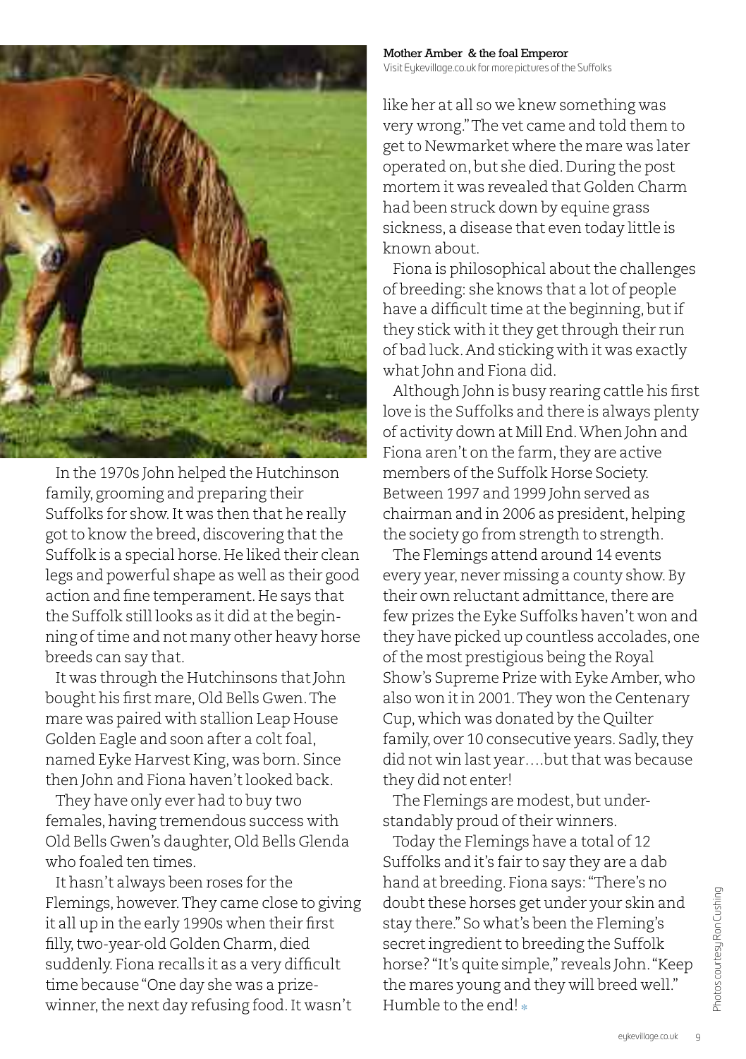**Mother Amber & the foal Emperor**
Visit Eykevillage.co.uk for more pictures of the Suffolks

In the 1970s John helped the Hutchinson family, grooming and preparing their Suffolks for show. It was then that he really got to know the breed, discovering that the Suffolk is a special horse. He liked their clean legs and powerful shape as well as their good action and fine temperament. He says that the Suffolk still looks as it did at the beginning of time and not many other heavy horse breeds can say that.

It was through the Hutchinsons that John bought his first mare, Old Bells Gwen. The mare was paired with stallion Leap House Golden Eagle and soon after a colt foal, named Eyke Harvest King, was born. Since then John and Fiona haven't looked back.

They have only ever had to buy two females, having tremendous success with Old Bells Gwen's daughter, Old Bells Glenda who foaled ten times.

It hasn't always been roses for the Flemings, however. They came close to giving it all up in the early 1990s when their first filly, two-year-old Golden Charm, died suddenly. Fiona recalls it as a very difficult time because "One day she was a prize-winner, the next day refusing food. It wasn't like her at all so we knew something was very wrong." The vet came and told them to get to Newmarket where the mare was later operated on, but she died. During the post mortem it was revealed that Golden Charm had been struck down by equine grass sickness, a disease that even today little is known about.

Fiona is philosophical about the challenges of breeding: she knows that a lot of people have a difficult time at the beginning, but if they stick with it they get through their run of bad luck. And sticking with it was exactly what John and Fiona did.

Although John is busy rearing cattle his first love is the Suffolks and there is always plenty of activity down at Mill End. When John and Fiona aren't on the farm, they are active members of the Suffolk Horse Society. Between 1997 and 1999 John served as chairman and in 2006 as president, helping the society go from strength to strength.

The Flemings attend around 14 events every year, never missing a county show. By their own reluctant admittance, there are few prizes the Eyke Suffolks haven't won and they have picked up countless accolades, one of the most prestigious being the Royal Show's Supreme Prize with Eyke Amber, who also won it in 2001. They won the Centenary Cup, which was donated by the Quilter family, over 10 consecutive years. Sadly, they did not win last year….but that was because they did not enter!

The Flemings are modest, but understandably proud of their winners.

Today the Flemings have a total of 12 Suffolks and it's fair to say they are a dab hand at breeding. Fiona says: "There's no doubt these horses get under your skin and stay there." So what's been the Fleming's secret ingredient to breeding the Suffolk horse? "It's quite simple," reveals John. "Keep the mares young and they will breed well." Humble to the end!

Photos courtesy Ron Cushing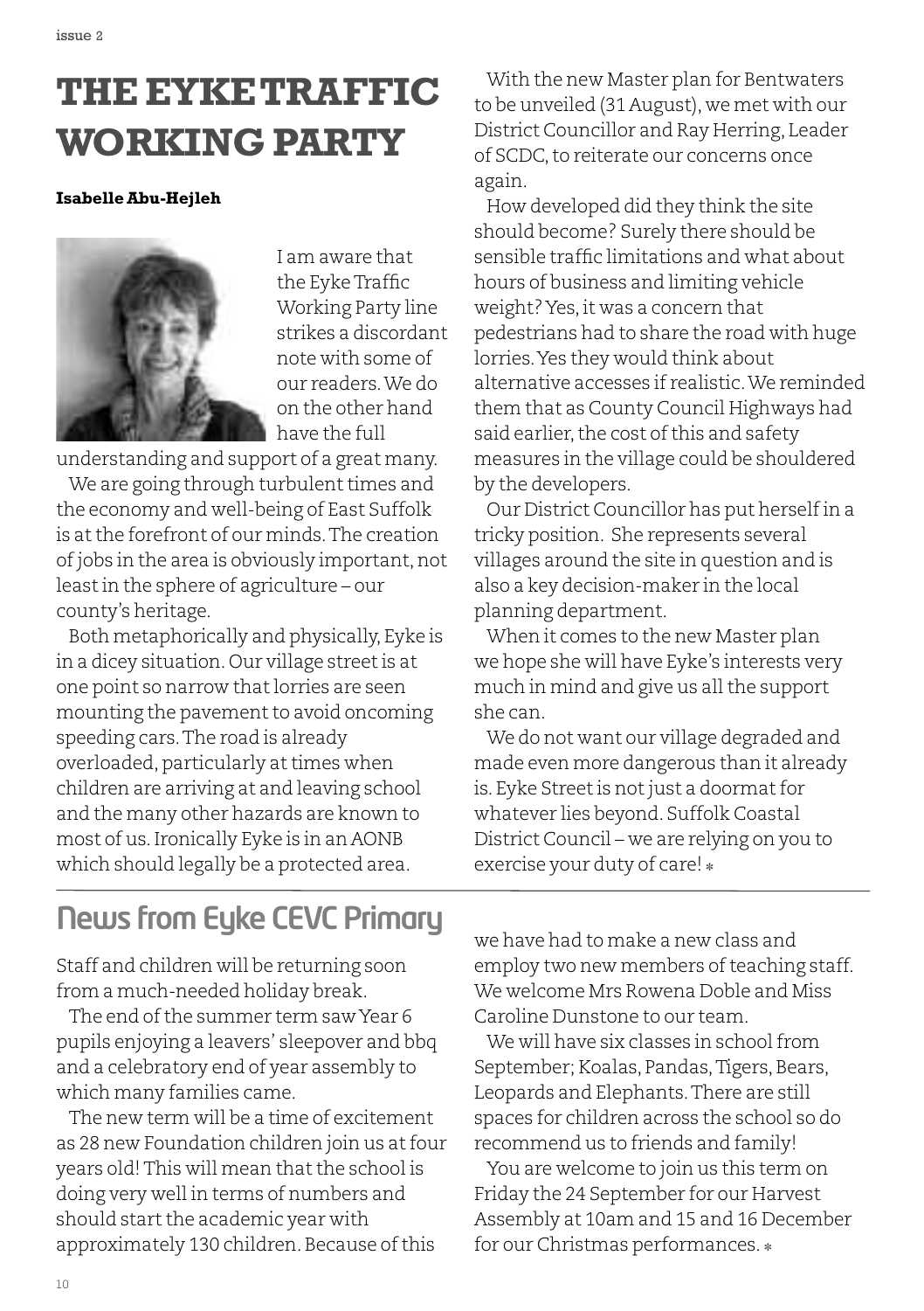# THE EYKE TRAFFIC WORKING PARTY

**Isabelle Abu-Hejleh**

I am aware that the Eyke Traffic Working Party line strikes a discordant note with some of our readers. We do on the other hand have the full understanding and support of a great many.

We are going through turbulent times and the economy and well-being of East Suffolk is at the forefront of our minds. The creation of jobs in the area is obviously important, not least in the sphere of agriculture – our county's heritage.

Both metaphorically and physically, Eyke is in a dicey situation. Our village street is at one point so narrow that lorries are seen mounting the pavement to avoid oncoming speeding cars. The road is already overloaded, particularly at times when children are arriving at and leaving school and the many other hazards are known to most of us. Ironically Eyke is in an AONB which should legally be a protected area.

With the new Master plan for Bentwaters to be unveiled (31 August), we met with our District Councillor and Ray Herring, Leader of SCDC, to reiterate our concerns once again.

How developed did they think the site should become? Surely there should be sensible traffic limitations and what about hours of business and limiting vehicle weight? Yes, it was a concern that pedestrians had to share the road with huge lorries. Yes they would think about alternative accesses if realistic. We reminded them that as County Council Highways had said earlier, the cost of this and safety measures in the village could be shouldered by the developers.

Our District Councillor has put herself in a tricky position. She represents several villages around the site in question and is also a key decision-maker in the local planning department.

When it comes to the new Master plan we hope she will have Eyke's interests very much in mind and give us all the support she can.

We do not want our village degraded and made even more dangerous than it already is. Eyke Street is not just a doormat for whatever lies beyond. Suffolk Coastal District Council – we are relying on you to exercise your duty of care! *

## News from Eyke CEVC Primary

Staff and children will be returning soon from a much-needed holiday break.

The end of the summer term saw Year 6 pupils enjoying a leavers' sleepover and bbq and a celebratory end of year assembly to which many families came.

The new term will be a time of excitement as 28 new Foundation children join us at four years old! This will mean that the school is doing very well in terms of numbers and should start the academic year with approximately 130 children. Because of this we have had to make a new class and employ two new members of teaching staff. We welcome Mrs Rowena Doble and Miss Caroline Dunstone to our team.

We will have six classes in school from September; Koalas, Pandas, Tigers, Bears, Leopards and Elephants. There are still spaces for children across the school so do recommend us to friends and family!

You are welcome to join us this term on Friday the 24 September for our Harvest Assembly at 10am and 15 and 16 December for our Christmas performances. *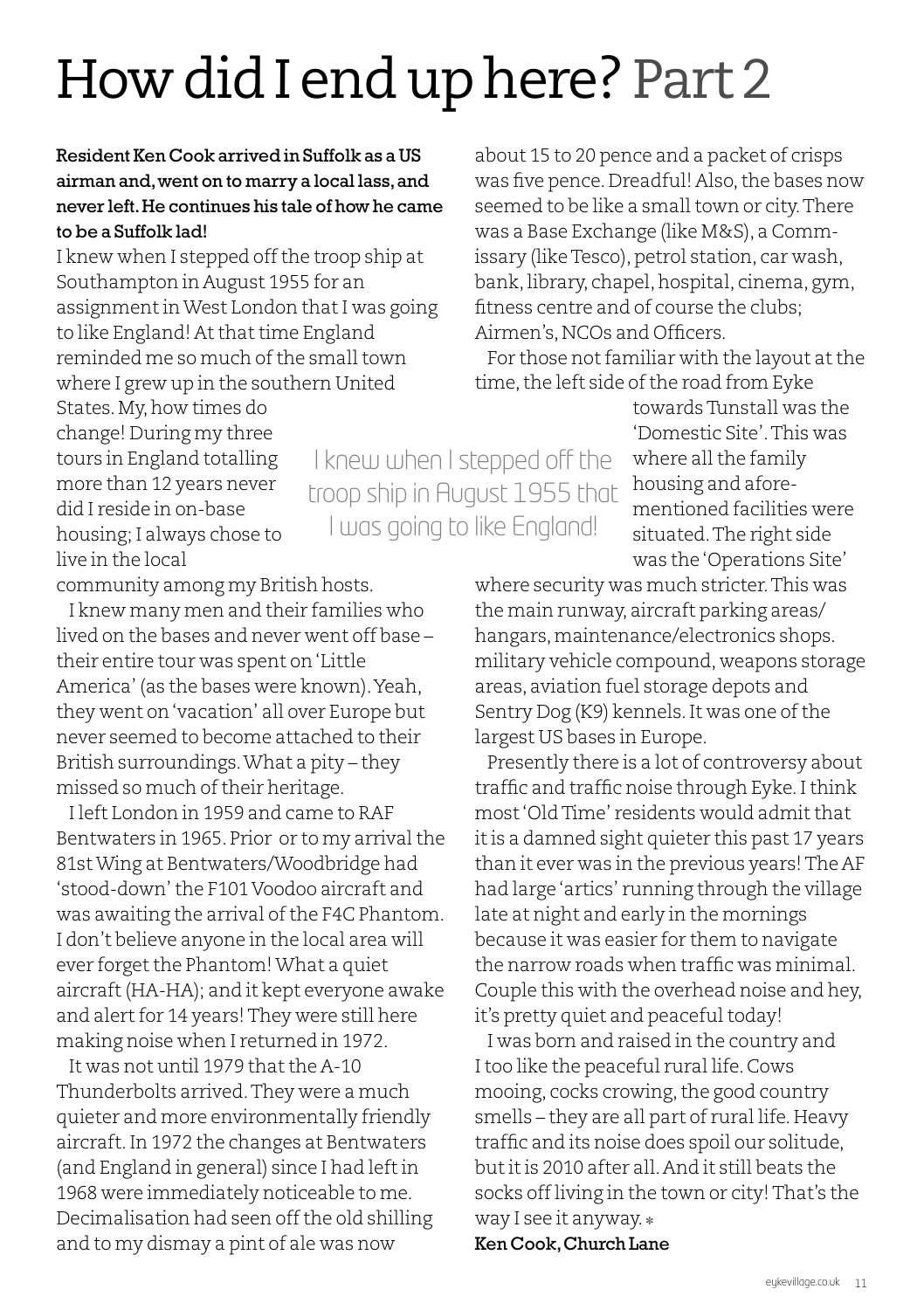# How did I end up here? Part 2

**Resident Ken Cook arrived in Suffolk as a US airman and, went on to marry a local lass, and never left. He continues his tale of how he came to be a Suffolk lad!**

I knew when I stepped off the troop ship at Southampton in August 1955 for an assignment in West London that I was going to like England! At that time England reminded me so much of the small town where I grew up in the southern United States. My, how times do change! During my three tours in England totalling more than 12 years never did I reside in on-base housing; I always chose to live in the local community among my British hosts.

I knew many men and their families who lived on the bases and never went off base – their entire tour was spent on 'Little America' (as the bases were known). Yeah, they went on 'vacation' all over Europe but never seemed to become attached to their British surroundings. What a pity – they missed so much of their heritage.

I left London in 1959 and came to RAF Bentwaters in 1965. Prior or to my arrival the 81st Wing at Bentwaters/Woodbridge had 'stood-down' the F101 Voodoo aircraft and was awaiting the arrival of the F4C Phantom. I don't believe anyone in the local area will ever forget the Phantom! What a quiet aircraft (HA-HA); and it kept everyone awake and alert for 14 years! They were still here making noise when I returned in 1972.

It was not until 1979 that the A-10 Thunderbolts arrived. They were a much quieter and more environmentally friendly aircraft. In 1972 the changes at Bentwaters (and England in general) since I had left in 1968 were immediately noticeable to me. Decimalisation had seen off the old shilling and to my dismay a pint of ale was now about 15 to 20 pence and a packet of crisps was five pence. Dreadful! Also, the bases now seemed to be like a small town or city. There was a Base Exchange (like M&S), a Commissary (like Tesco), petrol station, car wash, bank, library, chapel, hospital, cinema, gym, fitness centre and of course the clubs; Airmen's, NCOs and Officers.

> I knew when I stepped off the troop ship in August 1955 that I was going to like England!

For those not familiar with the layout at the time, the left side of the road from Eyke towards Tunstall was the 'Domestic Site'. This was where all the family housing and aforementioned facilities were situated. The right side was the 'Operations Site' where security was much stricter. This was the main runway, aircraft parking areas/ hangars, maintenance/electronics shops. military vehicle compound, weapons storage areas, aviation fuel storage depots and Sentry Dog (K9) kennels. It was one of the largest US bases in Europe.

Presently there is a lot of controversy about traffic and traffic noise through Eyke. I think most 'Old Time' residents would admit that it is a damned sight quieter this past 17 years than it ever was in the previous years! The AF had large 'artics' running through the village late at night and early in the mornings because it was easier for them to navigate the narrow roads when traffic was minimal. Couple this with the overhead noise and hey, it's pretty quiet and peaceful today!

I was born and raised in the country and I too like the peaceful rural life. Cows mooing, cocks crowing, the good country smells – they are all part of rural life. Heavy traffic and its noise does spoil our solitude, but it is 2010 after all. And it still beats the socks off living in the town or city! That's the way I see it anyway.

**Ken Cook, Church Lane**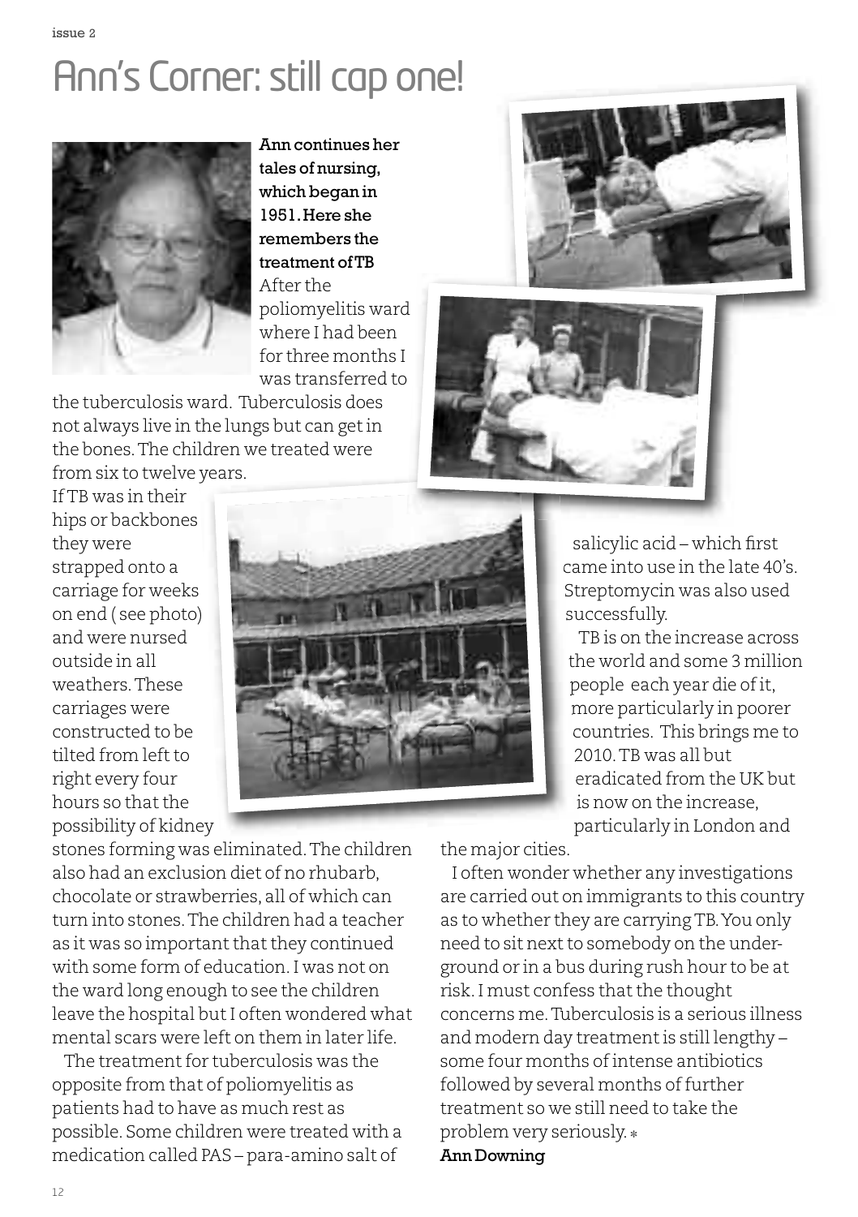# Ann's Corner: still cap one!

**Ann continues her tales of nursing, which began in 1951. Here she remembers the treatment of TB**

After the poliomyelitis ward where I had been for three months I was transferred to the tuberculosis ward. Tuberculosis does not always live in the lungs but can get in the bones. The children we treated were from six to twelve years.

If TB was in their hips or backbones they were strapped onto a carriage for weeks on end ( see photo) and were nursed outside in all weathers. These carriages were constructed to be tilted from left to right every four hours so that the possibility of kidney stones forming was eliminated. The children also had an exclusion diet of no rhubarb, chocolate or strawberries, all of which can turn into stones. The children had a teacher as it was so important that they continued with some form of education. I was not on the ward long enough to see the children leave the hospital but I often wondered what mental scars were left on them in later life.

The treatment for tuberculosis was the opposite from that of poliomyelitis as patients had to have as much rest as possible. Some children were treated with a medication called PAS – para-amino salt of salicylic acid – which first came into use in the late 40's. Streptomycin was also used successfully.

TB is on the increase across the world and some 3 million people each year die of it, more particularly in poorer countries. This brings me to 2010. TB was all but eradicated from the UK but is now on the increase, particularly in London and the major cities.

I often wonder whether any investigations are carried out on immigrants to this country as to whether they are carrying TB. You only need to sit next to somebody on the underground or in a bus during rush hour to be at risk. I must confess that the thought concerns me. Tuberculosis is a serious illness and modern day treatment is still lengthy – some four months of intense antibiotics followed by several months of further treatment so we still need to take the problem very seriously. *

**Ann Downing**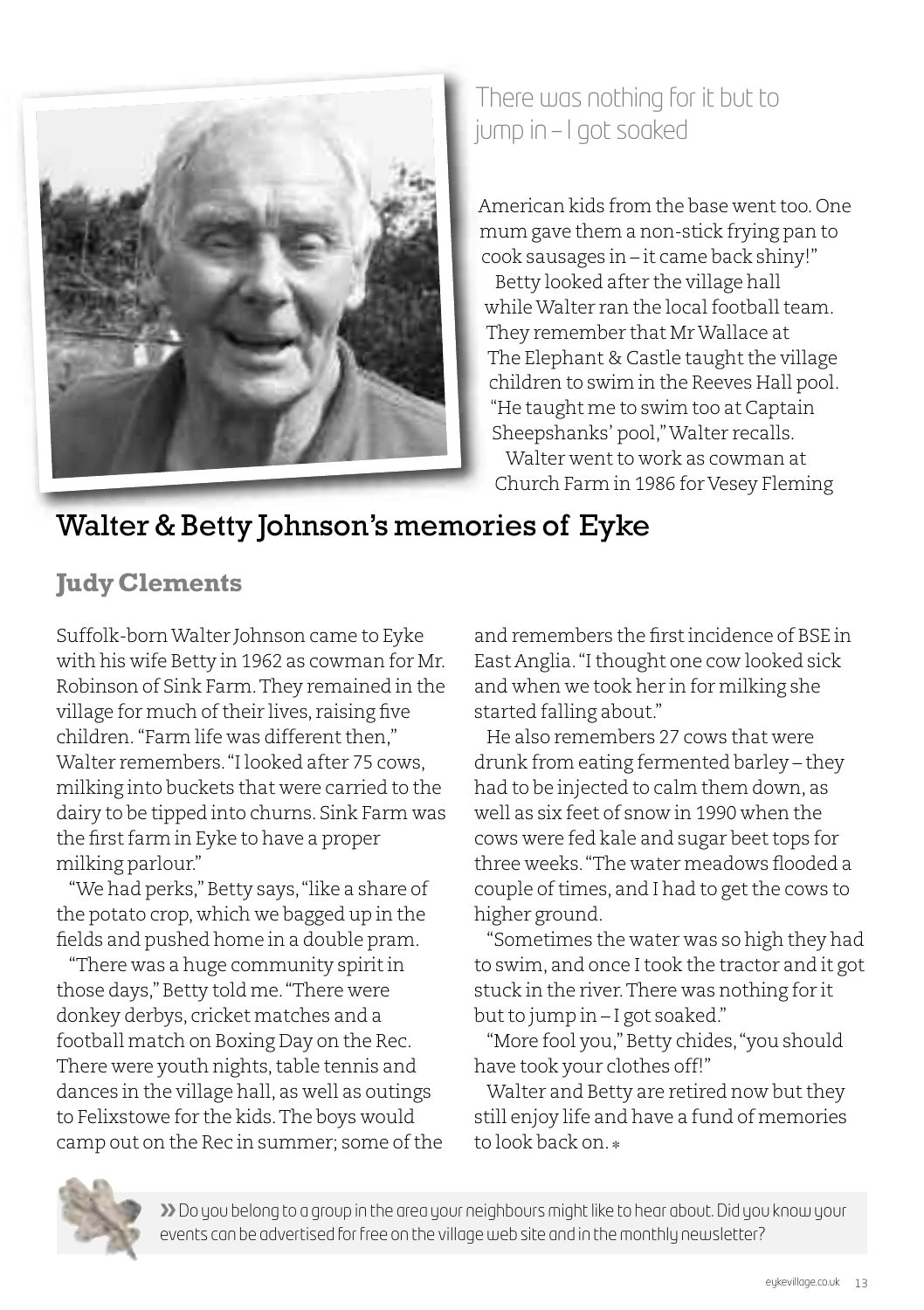> There was nothing for it but to jump in – I got soaked

## Walter & Betty Johnson's memories of Eyke

### Judy Clements

Suffolk-born Walter Johnson came to Eyke with his wife Betty in 1962 as cowman for Mr. Robinson of Sink Farm. They remained in the village for much of their lives, raising five children. "Farm life was different then," Walter remembers. "I looked after 75 cows, milking into buckets that were carried to the dairy to be tipped into churns. Sink Farm was the first farm in Eyke to have a proper milking parlour."

"We had perks," Betty says, "like a share of the potato crop, which we bagged up in the fields and pushed home in a double pram.

"There was a huge community spirit in those days," Betty told me. "There were donkey derbys, cricket matches and a football match on Boxing Day on the Rec. There were youth nights, table tennis and dances in the village hall, as well as outings to Felixstowe for the kids. The boys would camp out on the Rec in summer; some of the American kids from the base went too. One mum gave them a non-stick frying pan to cook sausages in – it came back shiny!"

Betty looked after the village hall while Walter ran the local football team. They remember that Mr Wallace at The Elephant & Castle taught the village children to swim in the Reeves Hall pool. "He taught me to swim too at Captain Sheepshanks' pool," Walter recalls.

Walter went to work as cowman at Church Farm in 1986 for Vesey Fleming and remembers the first incidence of BSE in East Anglia. "I thought one cow looked sick and when we took her in for milking she started falling about."

He also remembers 27 cows that were drunk from eating fermented barley – they had to be injected to calm them down, as well as six feet of snow in 1990 when the cows were fed kale and sugar beet tops for three weeks. "The water meadows flooded a couple of times, and I had to get the cows to higher ground.

"Sometimes the water was so high they had to swim, and once I took the tractor and it got stuck in the river. There was nothing for it but to jump in – I got soaked."

"More fool you," Betty chides, "you should have took your clothes off!"

Walter and Betty are retired now but they still enjoy life and have a fund of memories to look back on. *

» Do you belong to a group in the area your neighbours might like to hear about. Did you know your events can be advertised for free on the village web site and in the monthly newsletter?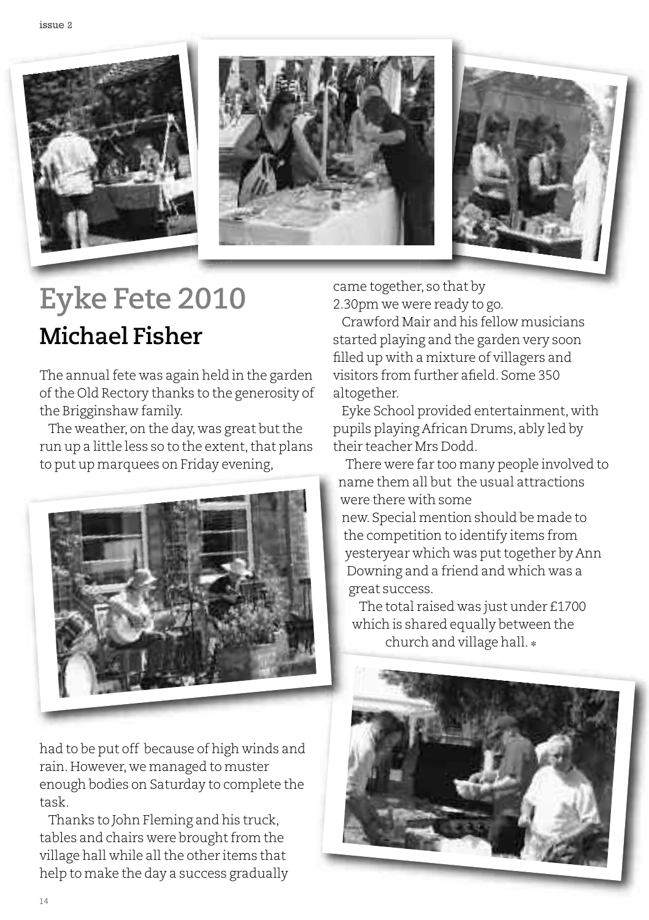# Eyke Fete 2010

## Michael Fisher

The annual fete was again held in the garden of the Old Rectory thanks to the generosity of the Brigginshaw family.

The weather, on the day, was great but the run up a little less so to the extent, that plans to put up marquees on Friday evening, had to be put off because of high winds and rain. However, we managed to muster enough bodies on Saturday to complete the task.

Thanks to John Fleming and his truck, tables and chairs were brought from the village hall while all the other items that help to make the day a success gradually came together, so that by 2.30pm we were ready to go.

Crawford Mair and his fellow musicians started playing and the garden very soon filled up with a mixture of villagers and visitors from further afield. Some 350 altogether.

Eyke School provided entertainment, with pupils playing African Drums, ably led by their teacher Mrs Dodd.

There were far too many people involved to name them all but the usual attractions were there with some new. Special mention should be made to the competition to identify items from yesteryear which was put together by Ann Downing and a friend and which was a great success.

The total raised was just under £1700 which is shared equally between the church and village hall. *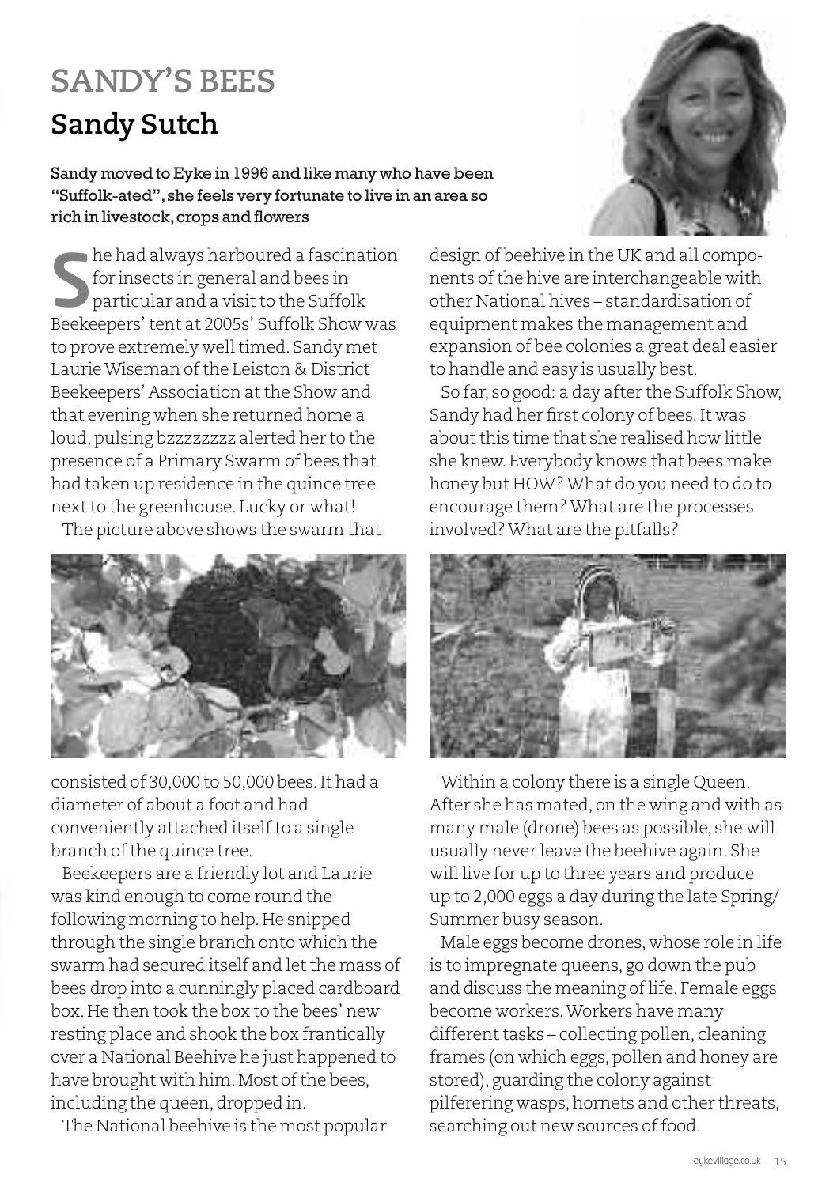# SANDY'S BEES

## Sandy Sutch

**Sandy moved to Eyke in 1996 and like many who have been "Suffolk-ated", she feels very fortunate to live in an area so rich in livestock, crops and flowers**

She had always harboured a fascination for insects in general and bees in particular and a visit to the Suffolk Beekeepers' tent at 2005s' Suffolk Show was to prove extremely well timed. Sandy met Laurie Wiseman of the Leiston & District Beekeepers' Association at the Show and that evening when she returned home a loud, pulsing bzzzzzzzz alerted her to the presence of a Primary Swarm of bees that had taken up residence in the quince tree next to the greenhouse. Lucky or what!

The picture above shows the swarm that consisted of 30,000 to 50,000 bees. It had a diameter of about a foot and had conveniently attached itself to a single branch of the quince tree.

Beekeepers are a friendly lot and Laurie was kind enough to come round the following morning to help. He snipped through the single branch onto which the swarm had secured itself and let the mass of bees drop into a cunningly placed cardboard box. He then took the box to the bees' new resting place and shook the box frantically over a National Beehive he just happened to have brought with him. Most of the bees, including the queen, dropped in.

The National beehive is the most popular design of beehive in the UK and all components of the hive are interchangeable with other National hives – standardisation of equipment makes the management and expansion of bee colonies a great deal easier to handle and easy is usually best.

So far, so good: a day after the Suffolk Show, Sandy had her first colony of bees. It was about this time that she realised how little she knew. Everybody knows that bees make honey but HOW? What do you need to do to encourage them? What are the processes involved? What are the pitfalls?

Within a colony there is a single Queen. After she has mated, on the wing and with as many male (drone) bees as possible, she will usually never leave the beehive again. She will live for up to three years and produce up to 2,000 eggs a day during the late Spring/Summer busy season.

Male eggs become drones, whose role in life is to impregnate queens, go down the pub and discuss the meaning of life. Female eggs become workers. Workers have many different tasks – collecting pollen, cleaning frames (on which eggs, pollen and honey are stored), guarding the colony against pilferering wasps, hornets and other threats, searching out new sources of food.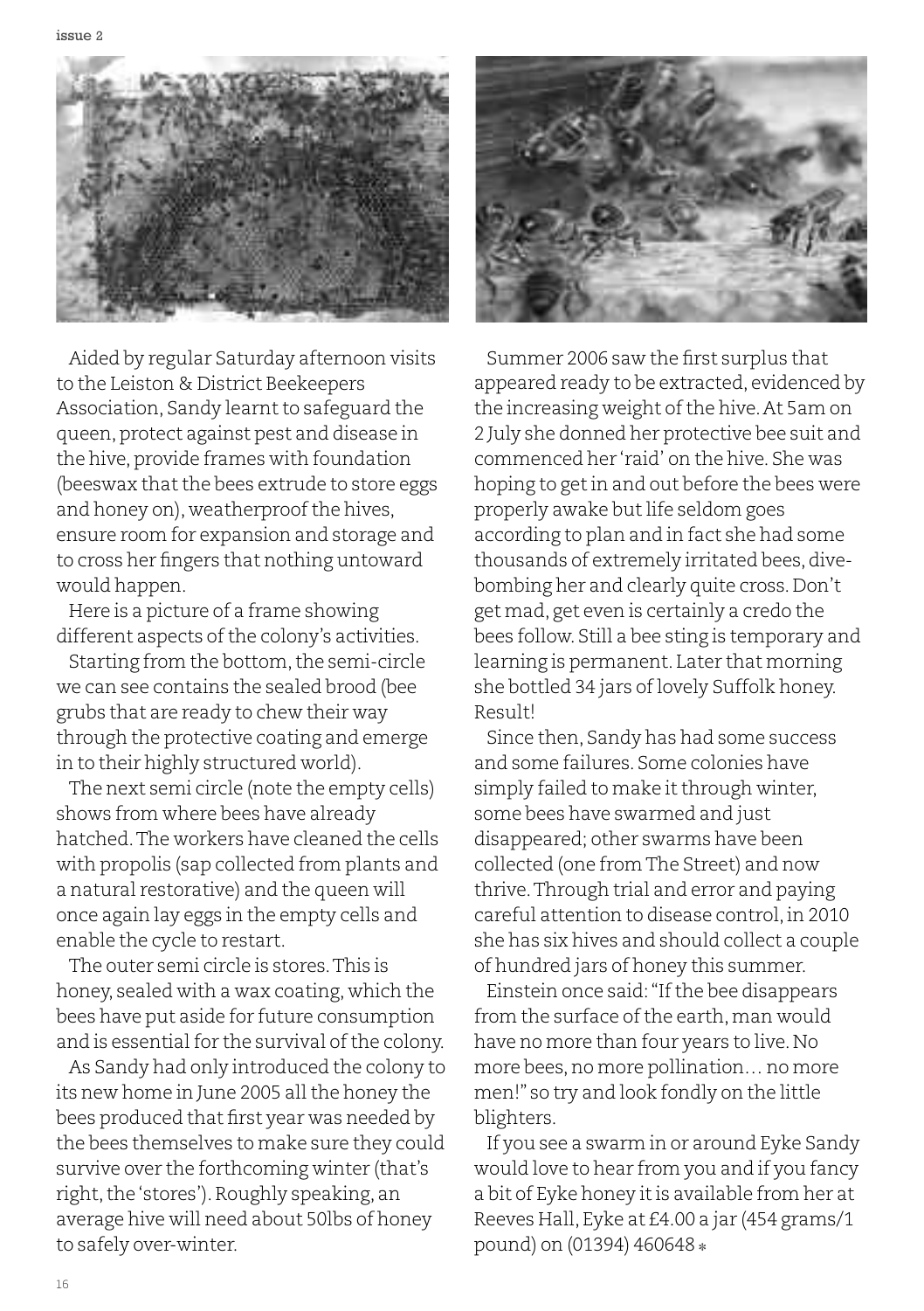Aided by regular Saturday afternoon visits to the Leiston & District Beekeepers Association, Sandy learnt to safeguard the queen, protect against pest and disease in the hive, provide frames with foundation (beeswax that the bees extrude to store eggs and honey on), weatherproof the hives, ensure room for expansion and storage and to cross her fingers that nothing untoward would happen.

Here is a picture of a frame showing different aspects of the colony's activities.

Starting from the bottom, the semi-circle we can see contains the sealed brood (bee grubs that are ready to chew their way through the protective coating and emerge in to their highly structured world).

The next semi circle (note the empty cells) shows from where bees have already hatched. The workers have cleaned the cells with propolis (sap collected from plants and a natural restorative) and the queen will once again lay eggs in the empty cells and enable the cycle to restart.

The outer semi circle is stores. This is honey, sealed with a wax coating, which the bees have put aside for future consumption and is essential for the survival of the colony.

As Sandy had only introduced the colony to its new home in June 2005 all the honey the bees produced that first year was needed by the bees themselves to make sure they could survive over the forthcoming winter (that's right, the 'stores'). Roughly speaking, an average hive will need about 50lbs of honey to safely over-winter.

Summer 2006 saw the first surplus that appeared ready to be extracted, evidenced by the increasing weight of the hive. At 5am on 2 July she donned her protective bee suit and commenced her 'raid' on the hive. She was hoping to get in and out before the bees were properly awake but life seldom goes according to plan and in fact she had some thousands of extremely irritated bees, dive-bombing her and clearly quite cross. Don't get mad, get even is certainly a credo the bees follow. Still a bee sting is temporary and learning is permanent. Later that morning she bottled 34 jars of lovely Suffolk honey. Result!

Since then, Sandy has had some success and some failures. Some colonies have simply failed to make it through winter, some bees have swarmed and just disappeared; other swarms have been collected (one from The Street) and now thrive. Through trial and error and paying careful attention to disease control, in 2010 she has six hives and should collect a couple of hundred jars of honey this summer.

Einstein once said: "If the bee disappears from the surface of the earth, man would have no more than four years to live. No more bees, no more pollination… no more men!" so try and look fondly on the little blighters.

If you see a swarm in or around Eyke Sandy would love to hear from you and if you fancy a bit of Eyke honey it is available from her at Reeves Hall, Eyke at £4.00 a jar (454 grams/1 pound) on (01394) 460648 *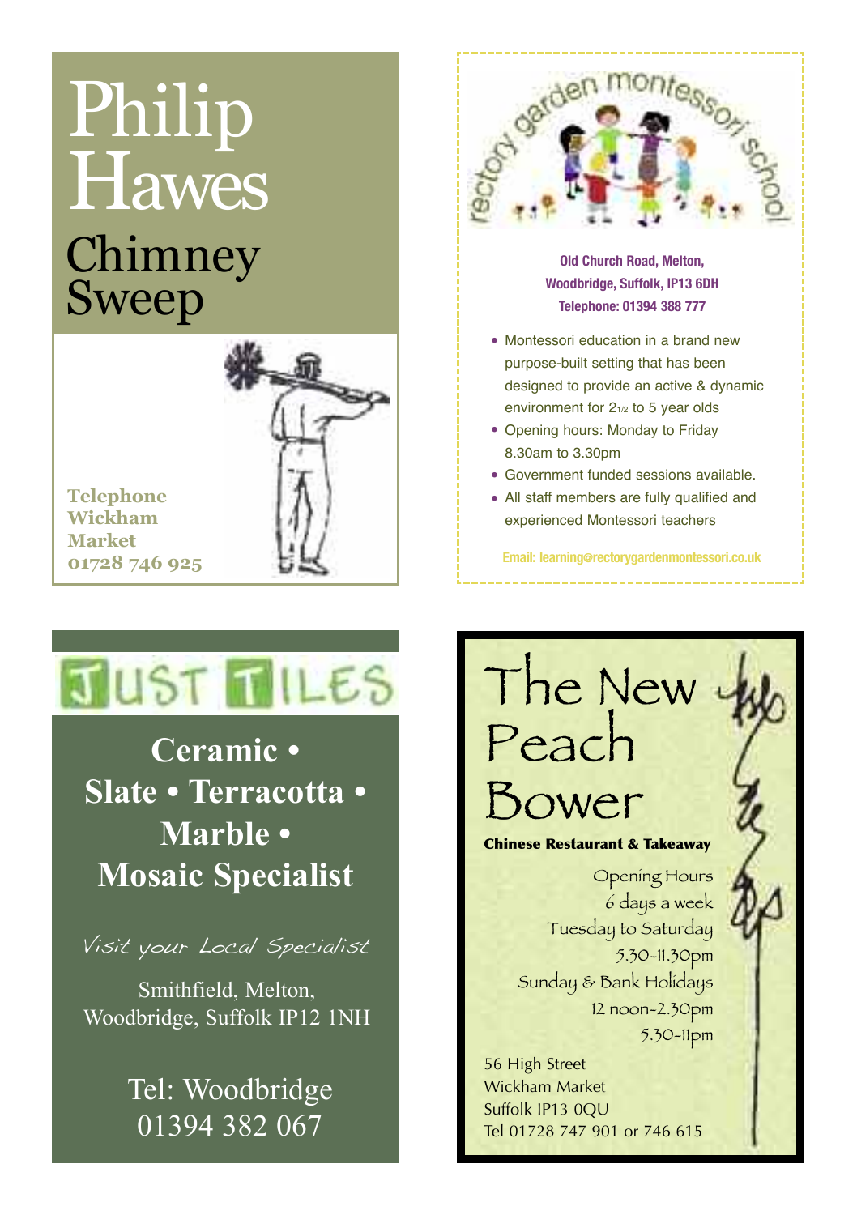# Philip Hawes

## Chimney Sweep

**Telephone Wickham Market 01728 746 925**

---

## rectory garden montessori school

**Old Church Road, Melton, Woodbridge, Suffolk, IP13 6DH**
**Telephone: 01394 388 777**

- Montessori education in a brand new purpose-built setting that has been designed to provide an active & dynamic environment for 2½ to 5 year olds
- Opening hours: Monday to Friday 8.30am to 3.30pm
- Government funded sessions available.
- All staff members are fully qualified and experienced Montessori teachers

**Email: learning@rectorygardenmontessori.co.uk**

---

## JUST TILES

**Ceramic • Slate • Terracotta • Marble • Mosaic Specialist**

*Visit your Local Specialist*

Smithfield, Melton, Woodbridge, Suffolk IP12 1NH

Tel: Woodbridge 01394 382 067

---

## The New Peach Bower

**Chinese Restaurant & Takeaway**

Opening Hours
6 days a week
Tuesday to Saturday
5.30-11.30pm
Sunday & Bank Holidays
12 noon-2.30pm
5.30-11pm

56 High Street
Wickham Market
Suffolk IP13 0QU
Tel 01728 747 901 or 746 615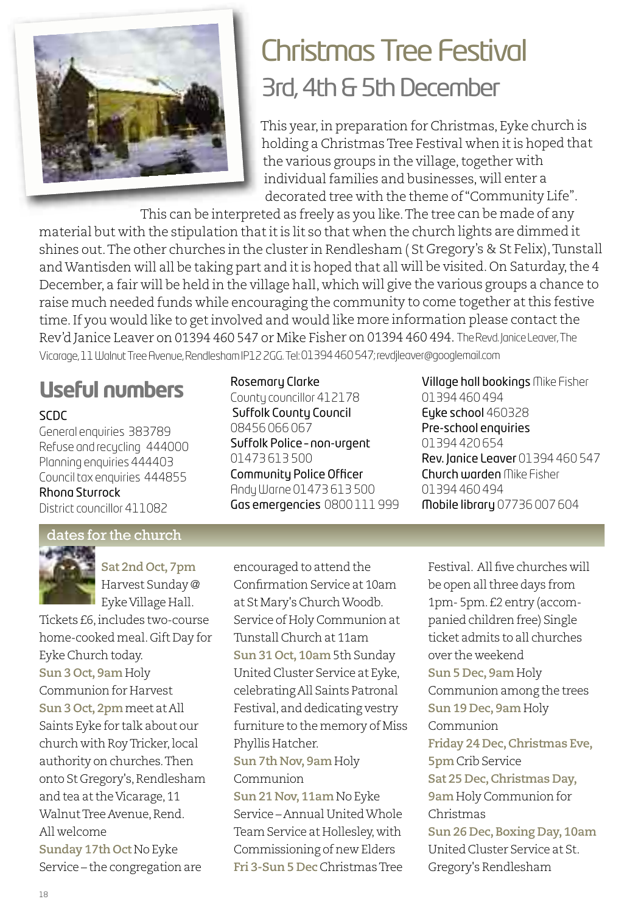# Christmas Tree Festival

## 3rd, 4th & 5th December

This year, in preparation for Christmas, Eyke church is holding a Christmas Tree Festival when it is hoped that the various groups in the village, together with individual families and businesses, will enter a decorated tree with the theme of "Community Life". This can be interpreted as freely as you like. The tree can be made of any material but with the stipulation that it is lit so that when the church lights are dimmed it shines out. The other churches in the cluster in Rendlesham ( St Gregory's & St Felix), Tunstall and Wantisden will all be taking part and it is hoped that all will be visited. On Saturday, the 4 December, a fair will be held in the village hall, which will give the various groups a chance to raise much needed funds while encouraging the community to come together at this festive time. If you would like to get involved and would like more information please contact the Rev'd Janice Leaver on 01394 460 547 or Mike Fisher on 01394 460 494. The Revd. Janice Leaver, The Vicarage, 11 Walnut Tree Avenue, Rendlesham IP12 2GG. Tel: 01394 460 547; revdjleaver@googlemail.com

## Useful numbers

**SCDC**
General enquiries 383789
Refuse and recycling 444000
Planning enquiries 444403
Council tax enquiries 444855

**Rhona Sturrock**
District councillor 411082

**Rosemary Clarke**
County councillor 412178

**Suffolk County Council**
08456 066 067

**Suffolk Police - non-urgent**
01473 613 500

**Community Police Officer**
Andy Warne 01473 613 500

**Gas emergencies** 0800 111 999

**Village hall bookings** Mike Fisher 01394 460 494

**Eyke school** 460328

**Pre-school enquiries**
01394 420 654

**Rev. Janice Leaver** 01394 460 547

**Church warden** Mike Fisher 01394 460 494

**Mobile library** 07736 007 604

## dates for the church

**Sat 2nd Oct, 7pm** Harvest Sunday @ Eyke Village Hall. Tickets £6, includes two-course home-cooked meal. Gift Day for Eyke Church today.

**Sun 3 Oct, 9am** Holy Communion for Harvest

**Sun 3 Oct, 2pm** meet at All Saints Eyke for talk about our church with Roy Tricker, local authority on churches. Then onto St Gregory's, Rendlesham and tea at the Vicarage, 11 Walnut Tree Avenue, Rend. All welcome

**Sunday 17th Oct** No Eyke Service – the congregation are encouraged to attend the Confirmation Service at 10am at St Mary's Church Woodb. Service of Holy Communion at Tunstall Church at 11am

**Sun 31 Oct, 10am** 5th Sunday United Cluster Service at Eyke, celebrating All Saints Patronal Festival, and dedicating vestry furniture to the memory of Miss Phyllis Hatcher.

**Sun 7th Nov, 9am** Holy Communion

**Sun 21 Nov, 11am** No Eyke Service – Annual United Whole Team Service at Hollesley, with Commissioning of new Elders

**Fri 3-Sun 5 Dec** Christmas Tree Festival. All five churches will be open all three days from 1pm- 5pm. £2 entry (accompanied children free) Single ticket admits to all churches over the weekend

**Sun 5 Dec, 9am** Holy Communion among the trees

**Sun 19 Dec, 9am** Holy Communion

**Friday 24 Dec, Christmas Eve, 5pm** Crib Service

**Sat 25 Dec, Christmas Day, 9am** Holy Communion for Christmas

**Sun 26 Dec, Boxing Day, 10am** United Cluster Service at St. Gregory's Rendlesham